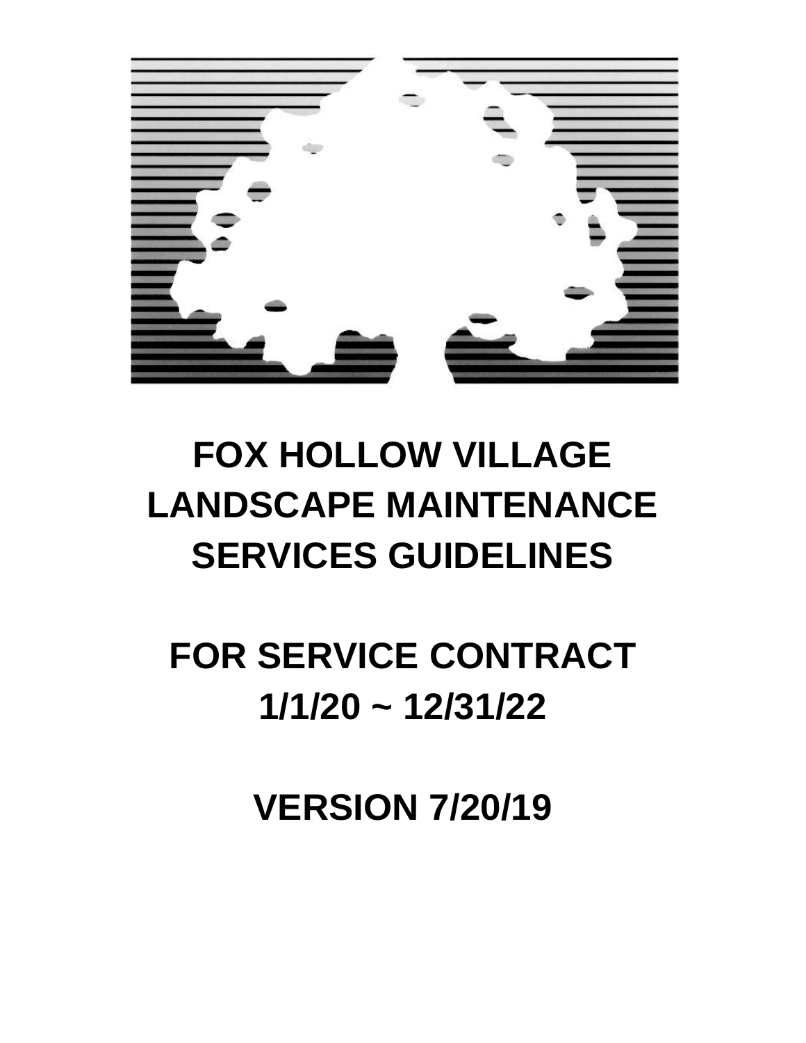# FOX HOLLOW VILLAGE LANDSCAPE MAINTENANCE SERVICES GUIDELINES

## FOR SERVICE CONTRACT 1/1/20 ~ 12/31/22

## VERSION 7/20/19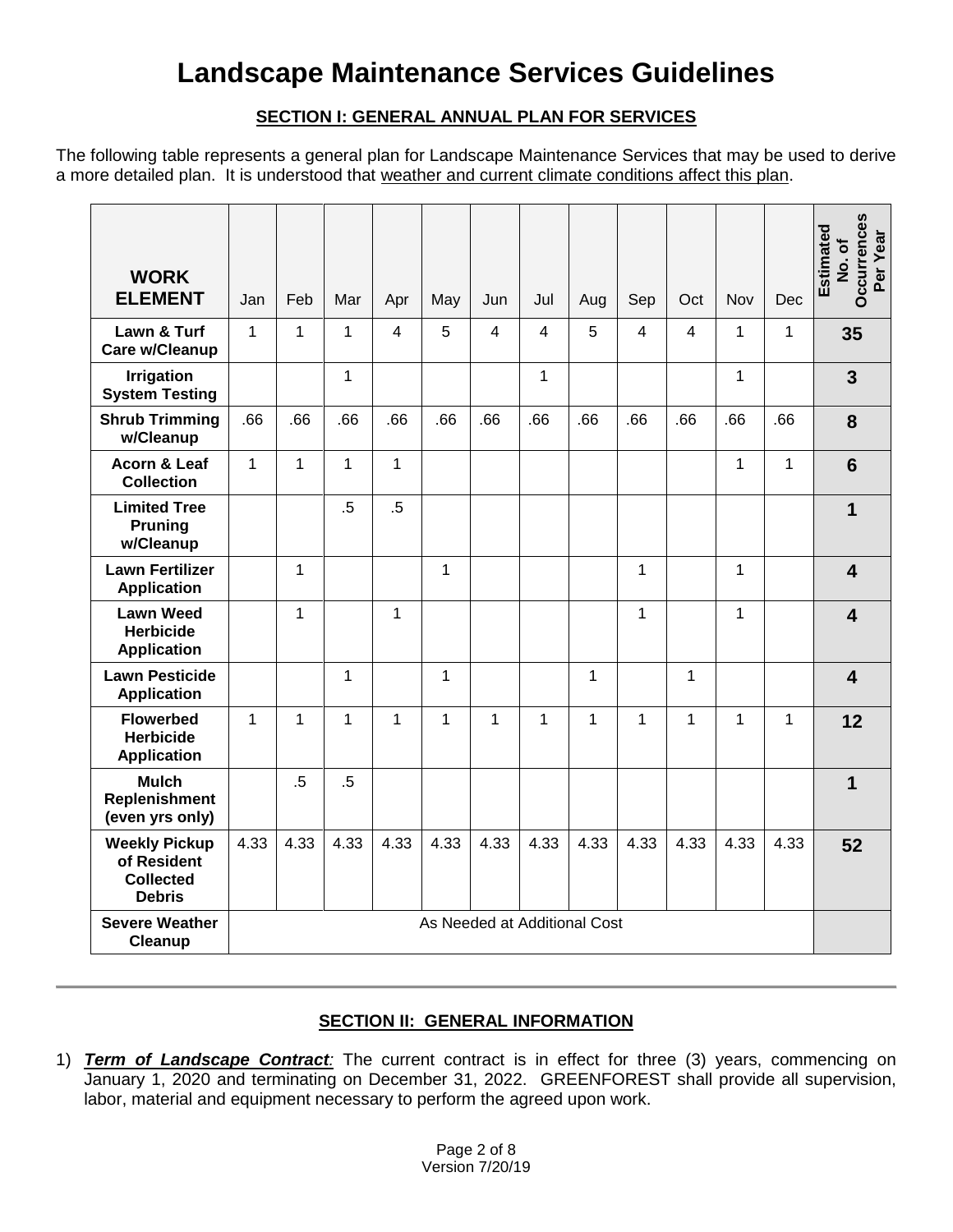# Landscape Maintenance Services Guidelines

## SECTION I: GENERAL ANNUAL PLAN FOR SERVICES

The following table represents a general plan for Landscape Maintenance Services that may be used to derive a more detailed plan. It is understood that weather and current climate conditions affect this plan.

| WORK ELEMENT | Jan | Feb | Mar | Apr | May | Jun | Jul | Aug | Sep | Oct | Nov | Dec | Estimated No. of Occurrences Per Year |
|---|---|---|---|---|---|---|---|---|---|---|---|---|---|
| **Lawn & Turf Care w/Cleanup** | 1 | 1 | 1 | 4 | 5 | 4 | 4 | 5 | 4 | 4 | 1 | 1 | **35** |
| **Irrigation System Testing** | | | 1 | | | | 1 | | | | 1 | | **3** |
| **Shrub Trimming w/Cleanup** | .66 | .66 | .66 | .66 | .66 | .66 | .66 | .66 | .66 | .66 | .66 | .66 | **8** |
| **Acorn & Leaf Collection** | 1 | 1 | 1 | 1 | | | | | | | 1 | 1 | **6** |
| **Limited Tree Pruning w/Cleanup** | | | .5 | .5 | | | | | | | | | **1** |
| **Lawn Fertilizer Application** | | 1 | | | 1 | | | | 1 | | 1 | | **4** |
| **Lawn Weed Herbicide Application** | | 1 | | 1 | | | | | 1 | | 1 | | **4** |
| **Lawn Pesticide Application** | | | 1 | | 1 | | | 1 | | 1 | | | **4** |
| **Flowerbed Herbicide Application** | 1 | 1 | 1 | 1 | 1 | 1 | 1 | 1 | 1 | 1 | 1 | 1 | **12** |
| **Mulch Replenishment (even yrs only)** | | .5 | .5 | | | | | | | | | | **1** |
| **Weekly Pickup of Resident Collected Debris** | 4.33 | 4.33 | 4.33 | 4.33 | 4.33 | 4.33 | 4.33 | 4.33 | 4.33 | 4.33 | 4.33 | 4.33 | **52** |
| **Severe Weather Cleanup** | As Needed at Additional Cost | | | | | | | | | | | | |

## SECTION II: GENERAL INFORMATION

1) ***Term of Landscape Contract:*** The current contract is in effect for three (3) years, commencing on January 1, 2020 and terminating on December 31, 2022. GREENFOREST shall provide all supervision, labor, material and equipment necessary to perform the agreed upon work.

Version 7/20/19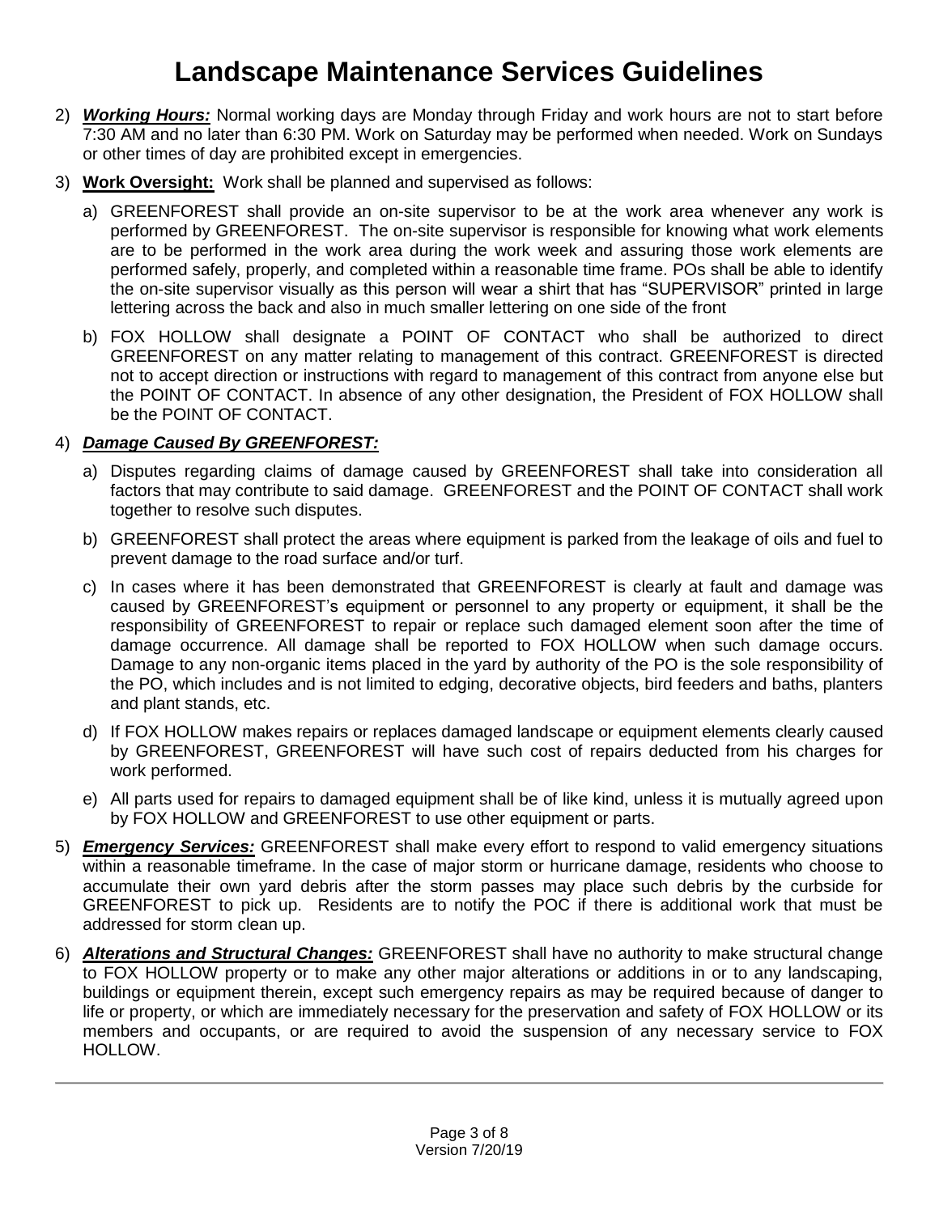# Landscape Maintenance Services Guidelines

2) ***Working Hours:*** Normal working days are Monday through Friday and work hours are not to start before 7:30 AM and no later than 6:30 PM. Work on Saturday may be performed when needed. Work on Sundays or other times of day are prohibited except in emergencies.

3) **Work Oversight:** Work shall be planned and supervised as follows:

   a) GREENFOREST shall provide an on-site supervisor to be at the work area whenever any work is performed by GREENFOREST. The on-site supervisor is responsible for knowing what work elements are to be performed in the work area during the work week and assuring those work elements are performed safely, properly, and completed within a reasonable time frame. POs shall be able to identify the on-site supervisor visually as this person will wear a shirt that has "SUPERVISOR" printed in large lettering across the back and also in much smaller lettering on one side of the front

   b) FOX HOLLOW shall designate a POINT OF CONTACT who shall be authorized to direct GREENFOREST on any matter relating to management of this contract. GREENFOREST is directed not to accept direction or instructions with regard to management of this contract from anyone else but the POINT OF CONTACT. In absence of any other designation, the President of FOX HOLLOW shall be the POINT OF CONTACT.

4) ***Damage Caused By GREENFOREST:***

   a) Disputes regarding claims of damage caused by GREENFOREST shall take into consideration all factors that may contribute to said damage. GREENFOREST and the POINT OF CONTACT shall work together to resolve such disputes.

   b) GREENFOREST shall protect the areas where equipment is parked from the leakage of oils and fuel to prevent damage to the road surface and/or turf.

   c) In cases where it has been demonstrated that GREENFOREST is clearly at fault and damage was caused by GREENFOREST's equipment or personnel to any property or equipment, it shall be the responsibility of GREENFOREST to repair or replace such damaged element soon after the time of damage occurrence. All damage shall be reported to FOX HOLLOW when such damage occurs. Damage to any non-organic items placed in the yard by authority of the PO is the sole responsibility of the PO, which includes and is not limited to edging, decorative objects, bird feeders and baths, planters and plant stands, etc.

   d) If FOX HOLLOW makes repairs or replaces damaged landscape or equipment elements clearly caused by GREENFOREST, GREENFOREST will have such cost of repairs deducted from his charges for work performed.

   e) All parts used for repairs to damaged equipment shall be of like kind, unless it is mutually agreed upon by FOX HOLLOW and GREENFOREST to use other equipment or parts.

5) ***Emergency Services:*** GREENFOREST shall make every effort to respond to valid emergency situations within a reasonable timeframe. In the case of major storm or hurricane damage, residents who choose to accumulate their own yard debris after the storm passes may place such debris by the curbside for GREENFOREST to pick up. Residents are to notify the POC if there is additional work that must be addressed for storm clean up.

6) ***Alterations and Structural Changes:*** GREENFOREST shall have no authority to make structural change to FOX HOLLOW property or to make any other major alterations or additions in or to any landscaping, buildings or equipment therein, except such emergency repairs as may be required because of danger to life or property, or which are immediately necessary for the preservation and safety of FOX HOLLOW or its members and occupants, or are required to avoid the suspension of any necessary service to FOX HOLLOW.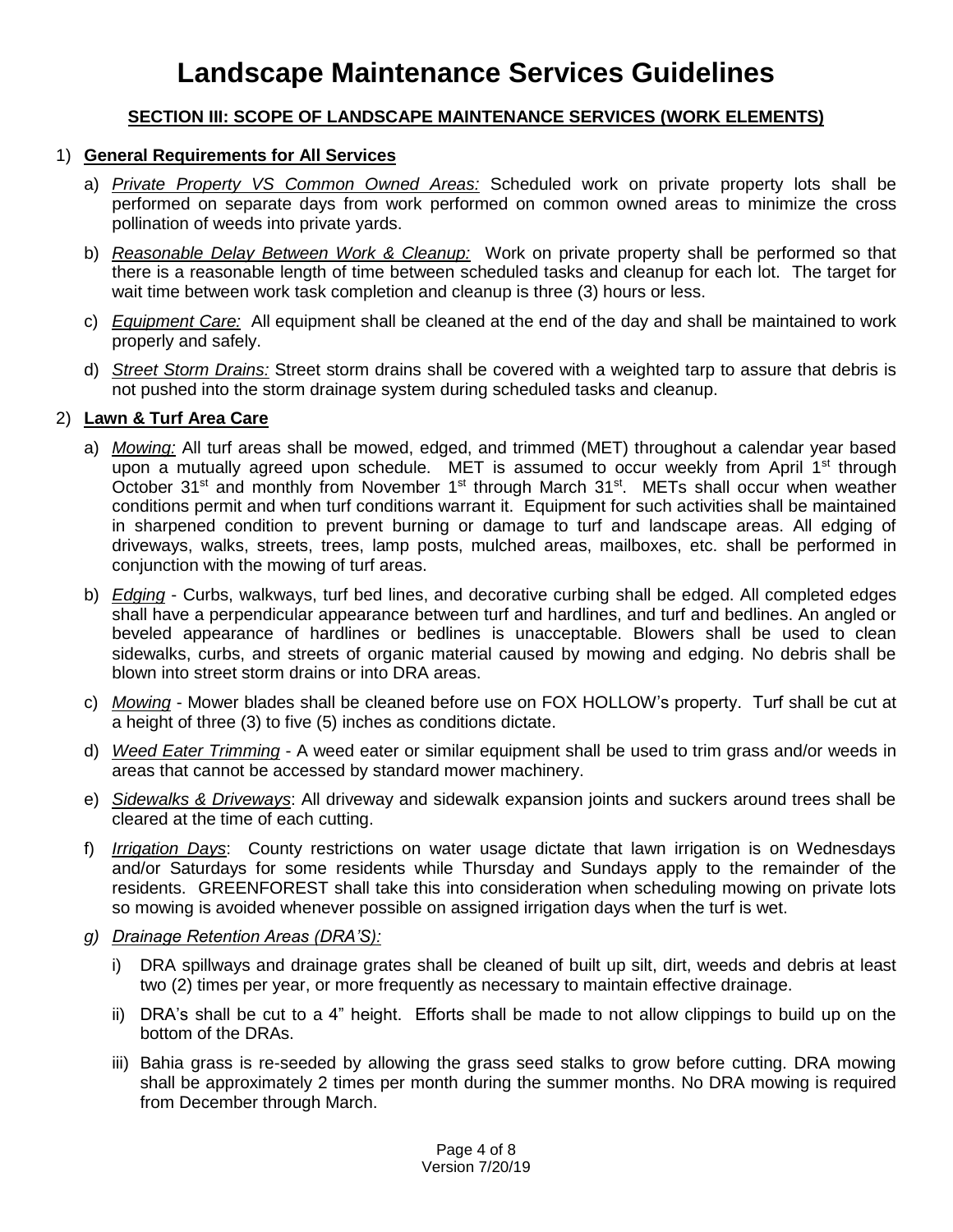# Landscape Maintenance Services Guidelines

**SECTION III: SCOPE OF LANDSCAPE MAINTENANCE SERVICES (WORK ELEMENTS)**

1) **General Requirements for All Services**

   a) *Private Property VS Common Owned Areas:* Scheduled work on private property lots shall be performed on separate days from work performed on common owned areas to minimize the cross pollination of weeds into private yards.

   b) *Reasonable Delay Between Work & Cleanup:* Work on private property shall be performed so that there is a reasonable length of time between scheduled tasks and cleanup for each lot. The target for wait time between work task completion and cleanup is three (3) hours or less.

   c) *Equipment Care:* All equipment shall be cleaned at the end of the day and shall be maintained to work properly and safely.

   d) *Street Storm Drains:* Street storm drains shall be covered with a weighted tarp to assure that debris is not pushed into the storm drainage system during scheduled tasks and cleanup.

2) **Lawn & Turf Area Care**

   a) *Mowing:* All turf areas shall be mowed, edged, and trimmed (MET) throughout a calendar year based upon a mutually agreed upon schedule. MET is assumed to occur weekly from April 1st through October 31st and monthly from November 1st through March 31st. METs shall occur when weather conditions permit and when turf conditions warrant it. Equipment for such activities shall be maintained in sharpened condition to prevent burning or damage to turf and landscape areas. All edging of driveways, walks, streets, trees, lamp posts, mulched areas, mailboxes, etc. shall be performed in conjunction with the mowing of turf areas.

   b) *Edging* - Curbs, walkways, turf bed lines, and decorative curbing shall be edged. All completed edges shall have a perpendicular appearance between turf and hardlines, and turf and bedlines. An angled or beveled appearance of hardlines or bedlines is unacceptable. Blowers shall be used to clean sidewalks, curbs, and streets of organic material caused by mowing and edging. No debris shall be blown into street storm drains or into DRA areas.

   c) *Mowing* - Mower blades shall be cleaned before use on FOX HOLLOW's property. Turf shall be cut at a height of three (3) to five (5) inches as conditions dictate.

   d) *Weed Eater Trimming* - A weed eater or similar equipment shall be used to trim grass and/or weeds in areas that cannot be accessed by standard mower machinery.

   e) *Sidewalks & Driveways*: All driveway and sidewalk expansion joints and suckers around trees shall be cleared at the time of each cutting.

   f) *Irrigation Days*: County restrictions on water usage dictate that lawn irrigation is on Wednesdays and/or Saturdays for some residents while Thursday and Sundays apply to the remainder of the residents. GREENFOREST shall take this into consideration when scheduling mowing on private lots so mowing is avoided whenever possible on assigned irrigation days when the turf is wet.

   g) *Drainage Retention Areas (DRA'S):*

      i) DRA spillways and drainage grates shall be cleaned of built up silt, dirt, weeds and debris at least two (2) times per year, or more frequently as necessary to maintain effective drainage.

      ii) DRA's shall be cut to a 4" height. Efforts shall be made to not allow clippings to build up on the bottom of the DRAs.

      iii) Bahia grass is re-seeded by allowing the grass seed stalks to grow before cutting. DRA mowing shall be approximately 2 times per month during the summer months. No DRA mowing is required from December through March.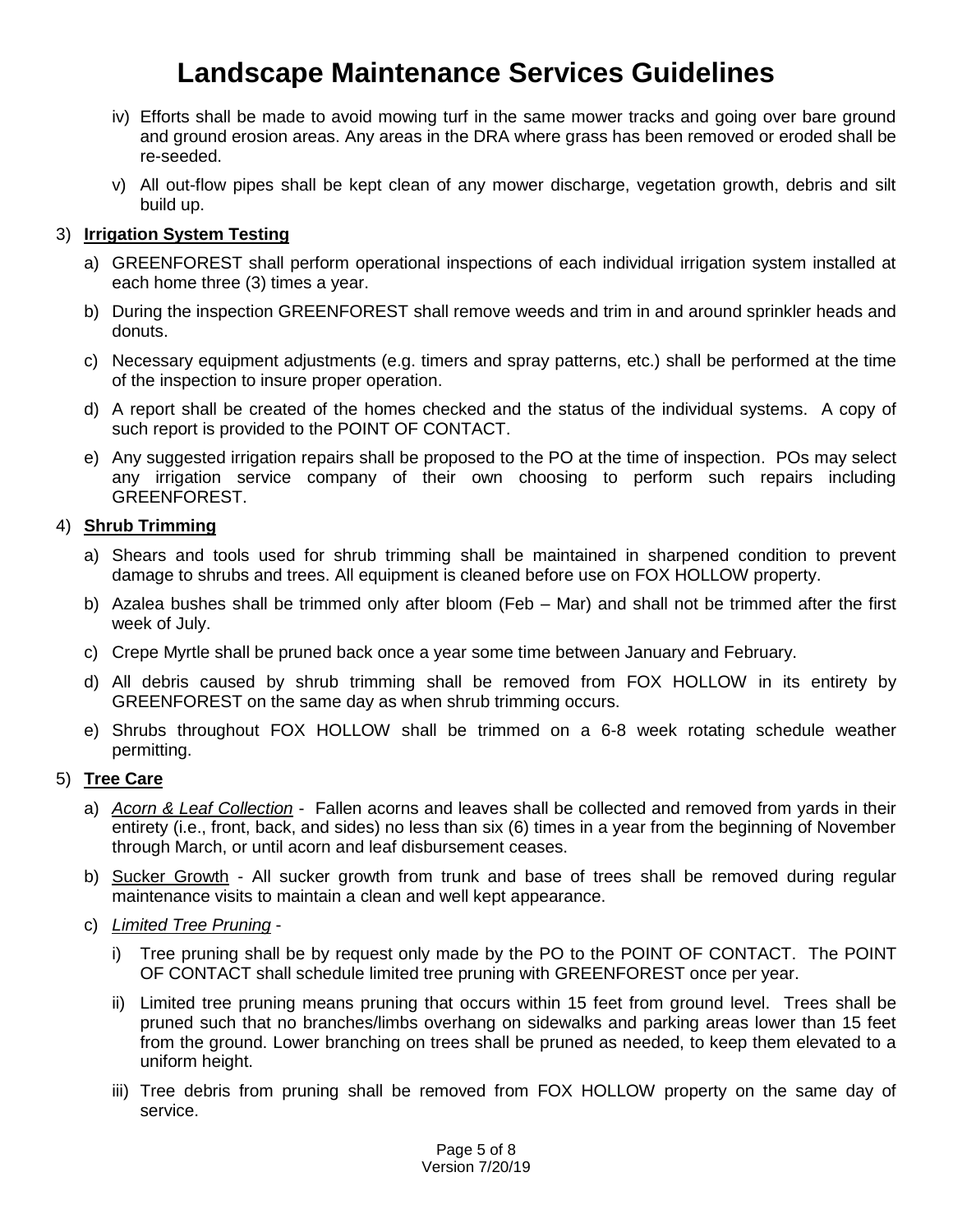iv) Efforts shall be made to avoid mowing turf in the same mower tracks and going over bare ground and ground erosion areas. Any areas in the DRA where grass has been removed or eroded shall be re-seeded.

v) All out-flow pipes shall be kept clean of any mower discharge, vegetation growth, debris and silt build up.

3) **Irrigation System Testing**

a) GREENFOREST shall perform operational inspections of each individual irrigation system installed at each home three (3) times a year.

b) During the inspection GREENFOREST shall remove weeds and trim in and around sprinkler heads and donuts.

c) Necessary equipment adjustments (e.g. timers and spray patterns, etc.) shall be performed at the time of the inspection to insure proper operation.

d) A report shall be created of the homes checked and the status of the individual systems. A copy of such report is provided to the POINT OF CONTACT.

e) Any suggested irrigation repairs shall be proposed to the PO at the time of inspection. POs may select any irrigation service company of their own choosing to perform such repairs including GREENFOREST.

4) **Shrub Trimming**

a) Shears and tools used for shrub trimming shall be maintained in sharpened condition to prevent damage to shrubs and trees. All equipment is cleaned before use on FOX HOLLOW property.

b) Azalea bushes shall be trimmed only after bloom (Feb – Mar) and shall not be trimmed after the first week of July.

c) Crepe Myrtle shall be pruned back once a year some time between January and February.

d) All debris caused by shrub trimming shall be removed from FOX HOLLOW in its entirety by GREENFOREST on the same day as when shrub trimming occurs.

e) Shrubs throughout FOX HOLLOW shall be trimmed on a 6-8 week rotating schedule weather permitting.

5) **Tree Care**

a) *Acorn & Leaf Collection* - Fallen acorns and leaves shall be collected and removed from yards in their entirety (i.e., front, back, and sides) no less than six (6) times in a year from the beginning of November through March, or until acorn and leaf disbursement ceases.

b) Sucker Growth - All sucker growth from trunk and base of trees shall be removed during regular maintenance visits to maintain a clean and well kept appearance.

c) *Limited Tree Pruning* -

i) Tree pruning shall be by request only made by the PO to the POINT OF CONTACT. The POINT OF CONTACT shall schedule limited tree pruning with GREENFOREST once per year.

ii) Limited tree pruning means pruning that occurs within 15 feet from ground level. Trees shall be pruned such that no branches/limbs overhang on sidewalks and parking areas lower than 15 feet from the ground. Lower branching on trees shall be pruned as needed, to keep them elevated to a uniform height.

iii) Tree debris from pruning shall be removed from FOX HOLLOW property on the same day of service.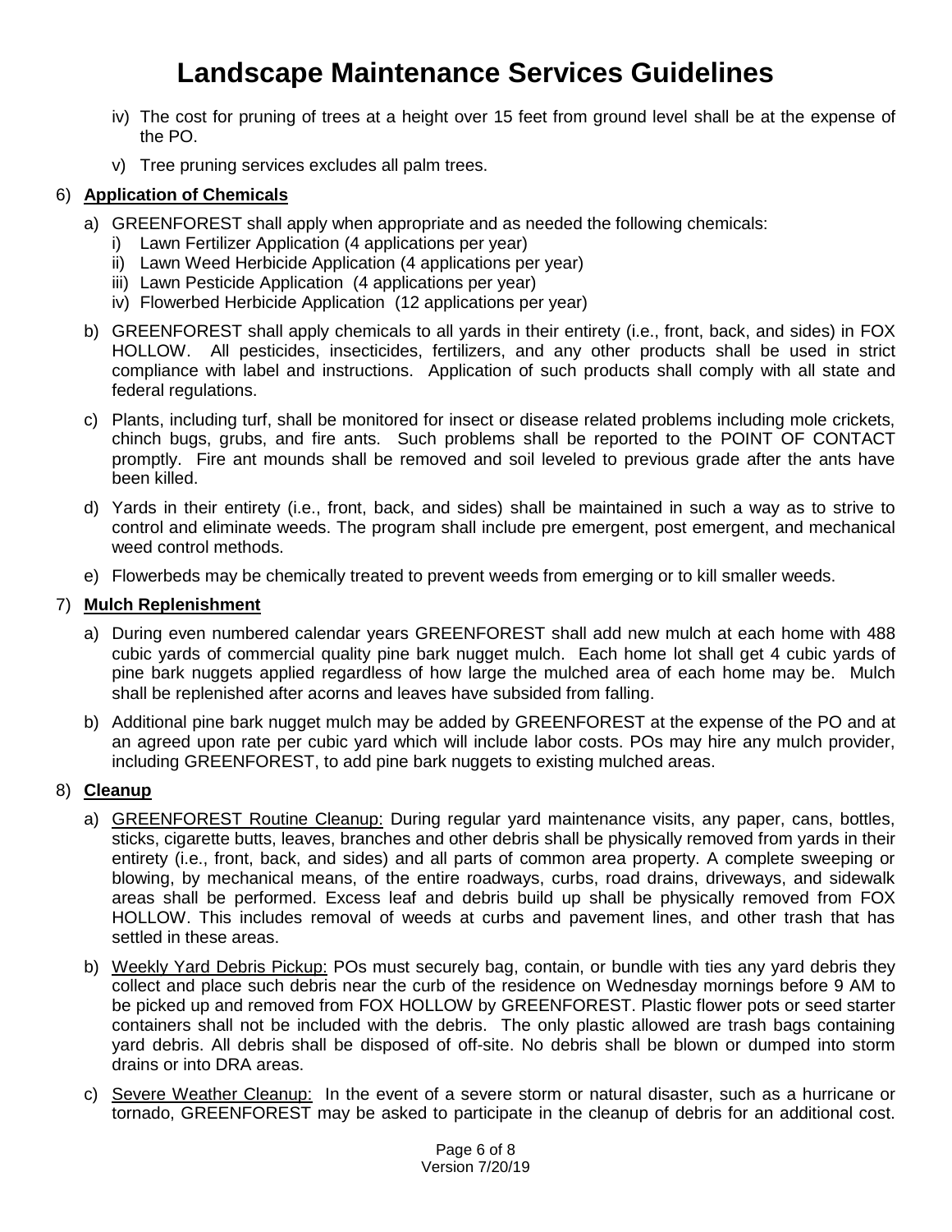iv) The cost for pruning of trees at a height over 15 feet from ground level shall be at the expense of the PO.

v) Tree pruning services excludes all palm trees.

6) **Application of Chemicals**

a) GREENFOREST shall apply when appropriate and as needed the following chemicals:
   i) Lawn Fertilizer Application (4 applications per year)
   ii) Lawn Weed Herbicide Application (4 applications per year)
   iii) Lawn Pesticide Application (4 applications per year)
   iv) Flowerbed Herbicide Application (12 applications per year)

b) GREENFOREST shall apply chemicals to all yards in their entirety (i.e., front, back, and sides) in FOX HOLLOW. All pesticides, insecticides, fertilizers, and any other products shall be used in strict compliance with label and instructions. Application of such products shall comply with all state and federal regulations.

c) Plants, including turf, shall be monitored for insect or disease related problems including mole crickets, chinch bugs, grubs, and fire ants. Such problems shall be reported to the POINT OF CONTACT promptly. Fire ant mounds shall be removed and soil leveled to previous grade after the ants have been killed.

d) Yards in their entirety (i.e., front, back, and sides) shall be maintained in such a way as to strive to control and eliminate weeds. The program shall include pre emergent, post emergent, and mechanical weed control methods.

e) Flowerbeds may be chemically treated to prevent weeds from emerging or to kill smaller weeds.

7) **Mulch Replenishment**

a) During even numbered calendar years GREENFOREST shall add new mulch at each home with 488 cubic yards of commercial quality pine bark nugget mulch. Each home lot shall get 4 cubic yards of pine bark nuggets applied regardless of how large the mulched area of each home may be. Mulch shall be replenished after acorns and leaves have subsided from falling.

b) Additional pine bark nugget mulch may be added by GREENFOREST at the expense of the PO and at an agreed upon rate per cubic yard which will include labor costs. POs may hire any mulch provider, including GREENFOREST, to add pine bark nuggets to existing mulched areas.

8) **Cleanup**

a) GREENFOREST Routine Cleanup: During regular yard maintenance visits, any paper, cans, bottles, sticks, cigarette butts, leaves, branches and other debris shall be physically removed from yards in their entirety (i.e., front, back, and sides) and all parts of common area property. A complete sweeping or blowing, by mechanical means, of the entire roadways, curbs, road drains, driveways, and sidewalk areas shall be performed. Excess leaf and debris build up shall be physically removed from FOX HOLLOW. This includes removal of weeds at curbs and pavement lines, and other trash that has settled in these areas.

b) Weekly Yard Debris Pickup: POs must securely bag, contain, or bundle with ties any yard debris they collect and place such debris near the curb of the residence on Wednesday mornings before 9 AM to be picked up and removed from FOX HOLLOW by GREENFOREST. Plastic flower pots or seed starter containers shall not be included with the debris. The only plastic allowed are trash bags containing yard debris. All debris shall be disposed of off-site. No debris shall be blown or dumped into storm drains or into DRA areas.

c) Severe Weather Cleanup: In the event of a severe storm or natural disaster, such as a hurricane or tornado, GREENFOREST may be asked to participate in the cleanup of debris for an additional cost.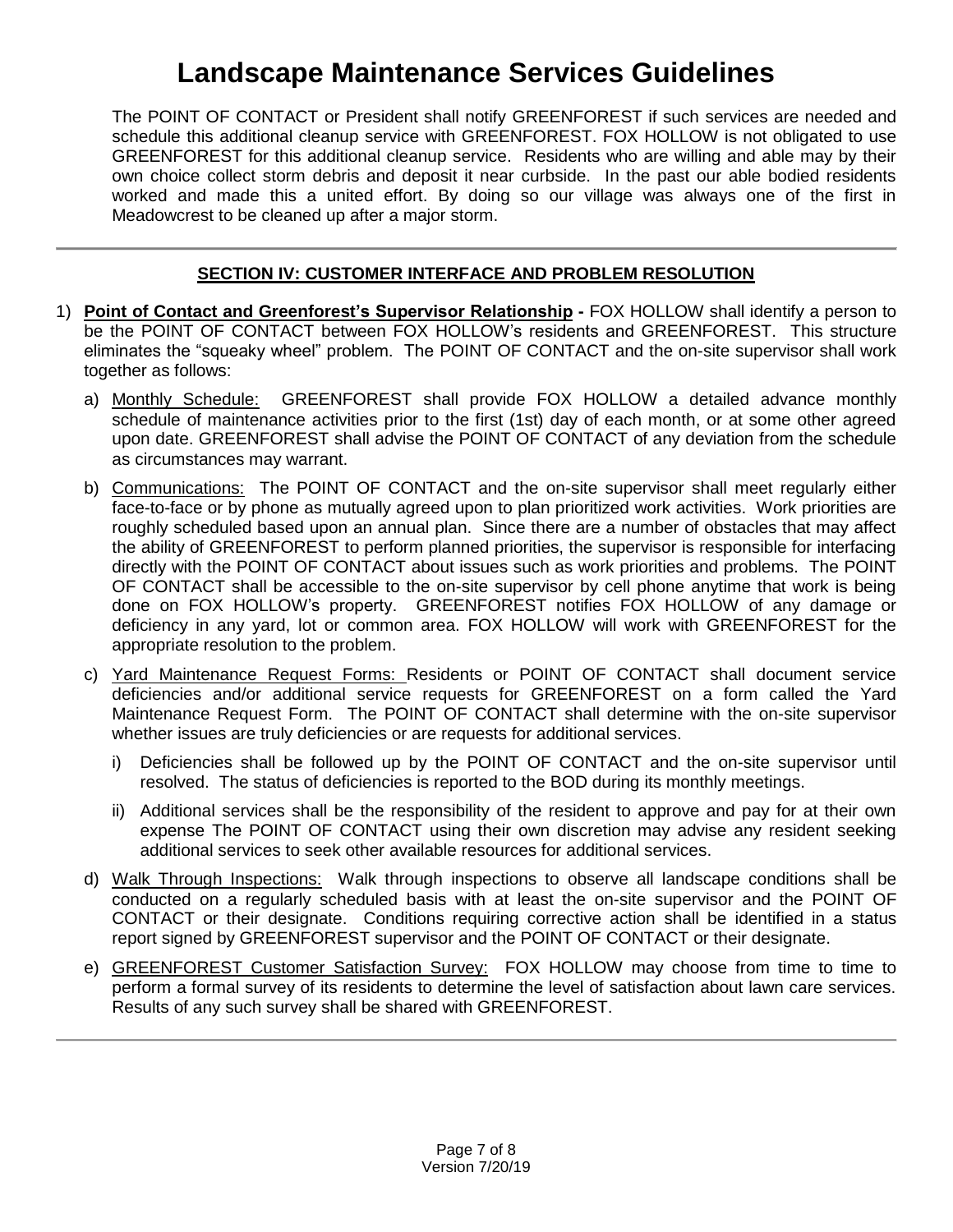# Landscape Maintenance Services Guidelines

The POINT OF CONTACT or President shall notify GREENFOREST if such services are needed and schedule this additional cleanup service with GREENFOREST. FOX HOLLOW is not obligated to use GREENFOREST for this additional cleanup service. Residents who are willing and able may by their own choice collect storm debris and deposit it near curbside. In the past our able bodied residents worked and made this a united effort. By doing so our village was always one of the first in Meadowcrest to be cleaned up after a major storm.

---

## SECTION IV: CUSTOMER INTERFACE AND PROBLEM RESOLUTION

1) **Point of Contact and Greenforest's Supervisor Relationship -** FOX HOLLOW shall identify a person to be the POINT OF CONTACT between FOX HOLLOW's residents and GREENFOREST. This structure eliminates the "squeaky wheel" problem. The POINT OF CONTACT and the on-site supervisor shall work together as follows:

   a) Monthly Schedule: GREENFOREST shall provide FOX HOLLOW a detailed advance monthly schedule of maintenance activities prior to the first (1st) day of each month, or at some other agreed upon date. GREENFOREST shall advise the POINT OF CONTACT of any deviation from the schedule as circumstances may warrant.

   b) Communications: The POINT OF CONTACT and the on-site supervisor shall meet regularly either face-to-face or by phone as mutually agreed upon to plan prioritized work activities. Work priorities are roughly scheduled based upon an annual plan. Since there are a number of obstacles that may affect the ability of GREENFOREST to perform planned priorities, the supervisor is responsible for interfacing directly with the POINT OF CONTACT about issues such as work priorities and problems. The POINT OF CONTACT shall be accessible to the on-site supervisor by cell phone anytime that work is being done on FOX HOLLOW's property. GREENFOREST notifies FOX HOLLOW of any damage or deficiency in any yard, lot or common area. FOX HOLLOW will work with GREENFOREST for the appropriate resolution to the problem.

   c) Yard Maintenance Request Forms: Residents or POINT OF CONTACT shall document service deficiencies and/or additional service requests for GREENFOREST on a form called the Yard Maintenance Request Form. The POINT OF CONTACT shall determine with the on-site supervisor whether issues are truly deficiencies or are requests for additional services.

      i) Deficiencies shall be followed up by the POINT OF CONTACT and the on-site supervisor until resolved. The status of deficiencies is reported to the BOD during its monthly meetings.

      ii) Additional services shall be the responsibility of the resident to approve and pay for at their own expense The POINT OF CONTACT using their own discretion may advise any resident seeking additional services to seek other available resources for additional services.

   d) Walk Through Inspections: Walk through inspections to observe all landscape conditions shall be conducted on a regularly scheduled basis with at least the on-site supervisor and the POINT OF CONTACT or their designate. Conditions requiring corrective action shall be identified in a status report signed by GREENFOREST supervisor and the POINT OF CONTACT or their designate.

   e) GREENFOREST Customer Satisfaction Survey: FOX HOLLOW may choose from time to time to perform a formal survey of its residents to determine the level of satisfaction about lawn care services. Results of any such survey shall be shared with GREENFOREST.

---

Version 7/20/19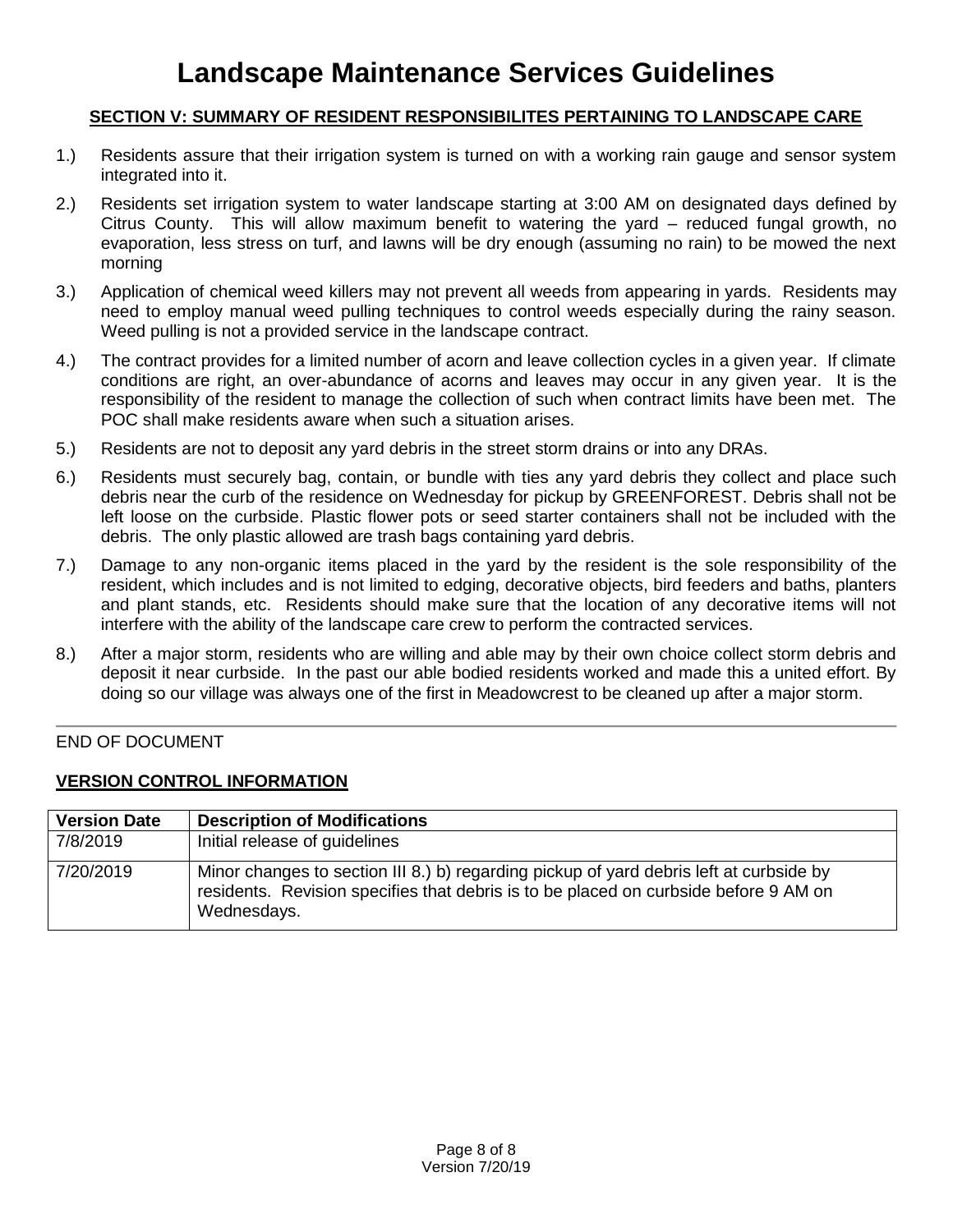# Landscape Maintenance Services Guidelines

## SECTION V: SUMMARY OF RESIDENT RESPONSIBILITES PERTAINING TO LANDSCAPE CARE

1.) Residents assure that their irrigation system is turned on with a working rain gauge and sensor system integrated into it.

2.) Residents set irrigation system to water landscape starting at 3:00 AM on designated days defined by Citrus County. This will allow maximum benefit to watering the yard – reduced fungal growth, no evaporation, less stress on turf, and lawns will be dry enough (assuming no rain) to be mowed the next morning

3.) Application of chemical weed killers may not prevent all weeds from appearing in yards. Residents may need to employ manual weed pulling techniques to control weeds especially during the rainy season. Weed pulling is not a provided service in the landscape contract.

4.) The contract provides for a limited number of acorn and leave collection cycles in a given year. If climate conditions are right, an over-abundance of acorns and leaves may occur in any given year. It is the responsibility of the resident to manage the collection of such when contract limits have been met. The POC shall make residents aware when such a situation arises.

5.) Residents are not to deposit any yard debris in the street storm drains or into any DRAs.

6.) Residents must securely bag, contain, or bundle with ties any yard debris they collect and place such debris near the curb of the residence on Wednesday for pickup by GREENFOREST. Debris shall not be left loose on the curbside. Plastic flower pots or seed starter containers shall not be included with the debris. The only plastic allowed are trash bags containing yard debris.

7.) Damage to any non-organic items placed in the yard by the resident is the sole responsibility of the resident, which includes and is not limited to edging, decorative objects, bird feeders and baths, planters and plant stands, etc. Residents should make sure that the location of any decorative items will not interfere with the ability of the landscape care crew to perform the contracted services.

8.) After a major storm, residents who are willing and able may by their own choice collect storm debris and deposit it near curbside. In the past our able bodied residents worked and made this a united effort. By doing so our village was always one of the first in Meadowcrest to be cleaned up after a major storm.

---

END OF DOCUMENT

**VERSION CONTROL INFORMATION**

| Version Date | Description of Modifications |
|---|---|
| 7/8/2019 | Initial release of guidelines |
| 7/20/2019 | Minor changes to section III 8.) b) regarding pickup of yard debris left at curbside by residents. Revision specifies that debris is to be placed on curbside before 9 AM on Wednesdays. |